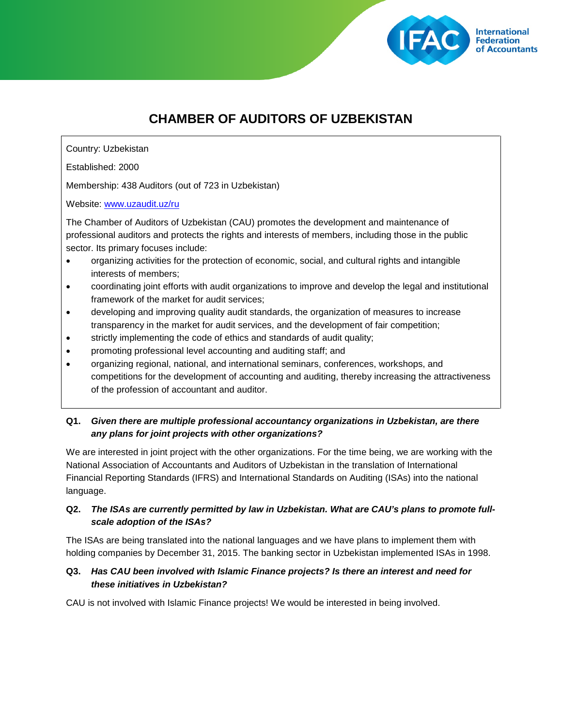# CHAMBER OF AUDITORS OF UZBEKISTAN

Country: Uzbekistan

Established: 2000

Membership: 438 Auditors (out of 723 in Uzbekistan)

Website: [www.uzaudit.uz/ru](http://www.uzaudit.uz/ru)

The Chamber of Auditors of Uzbekistan (CAU) promotes the development and maintenance of professional auditors and protects the rights and interests of members, including those in the public sector. Its primary focuses include:

- organizing activities for the protection of economic, social, and cultural rights and intangible interests of members;
- coordinating joint efforts with audit organizations to improve and develop the legal and institutional framework of the market for audit services;
- developing and improving quality audit standards, the organization of measures to increase transparency in the market for audit services, and the development of fair competition;
- strictly implementing the code of ethics and standards of audit quality;
- promoting professional level accounting and auditing staff; and
- organizing regional, national, and international seminars, conferences, workshops, and competitions for the development of accounting and auditing, thereby increasing the attractiveness of the profession of accountant and auditor.

**Q1. *Given there are multiple professional accountancy organizations in Uzbekistan, are there any plans for joint projects with other organizations?***

We are interested in joint project with the other organizations. For the time being, we are working with the National Association of Accountants and Auditors of Uzbekistan in the translation of International Financial Reporting Standards (IFRS) and International Standards on Auditing (ISAs) into the national language.

**Q2. *The ISAs are currently permitted by law in Uzbekistan. What are CAU's plans to promote full-scale adoption of the ISAs?***

The ISAs are being translated into the national languages and we have plans to implement them with holding companies by December 31, 2015. The banking sector in Uzbekistan implemented ISAs in 1998.

**Q3. *Has CAU been involved with Islamic Finance projects? Is there an interest and need for these initiatives in Uzbekistan?***

CAU is not involved with Islamic Finance projects! We would be interested in being involved.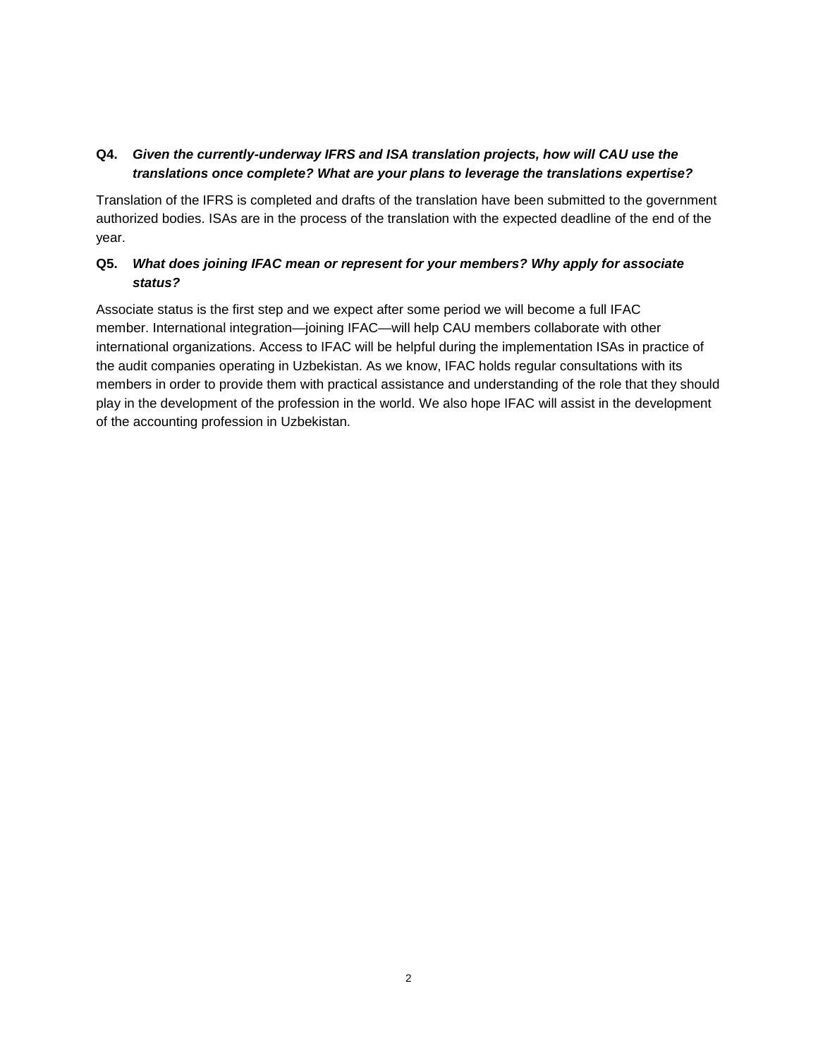**Q4.** ***Given the currently-underway IFRS and ISA translation projects, how will CAU use the translations once complete? What are your plans to leverage the translations expertise?***

Translation of the IFRS is completed and drafts of the translation have been submitted to the government authorized bodies. ISAs are in the process of the translation with the expected deadline of the end of the year.

**Q5.** ***What does joining IFAC mean or represent for your members? Why apply for associate status?***

Associate status is the first step and we expect after some period we will become a full IFAC member. International integration—joining IFAC—will help CAU members collaborate with other international organizations. Access to IFAC will be helpful during the implementation ISAs in practice of the audit companies operating in Uzbekistan. As we know, IFAC holds regular consultations with its members in order to provide them with practical assistance and understanding of the role that they should play in the development of the profession in the world. We also hope IFAC will assist in the development of the accounting profession in Uzbekistan.